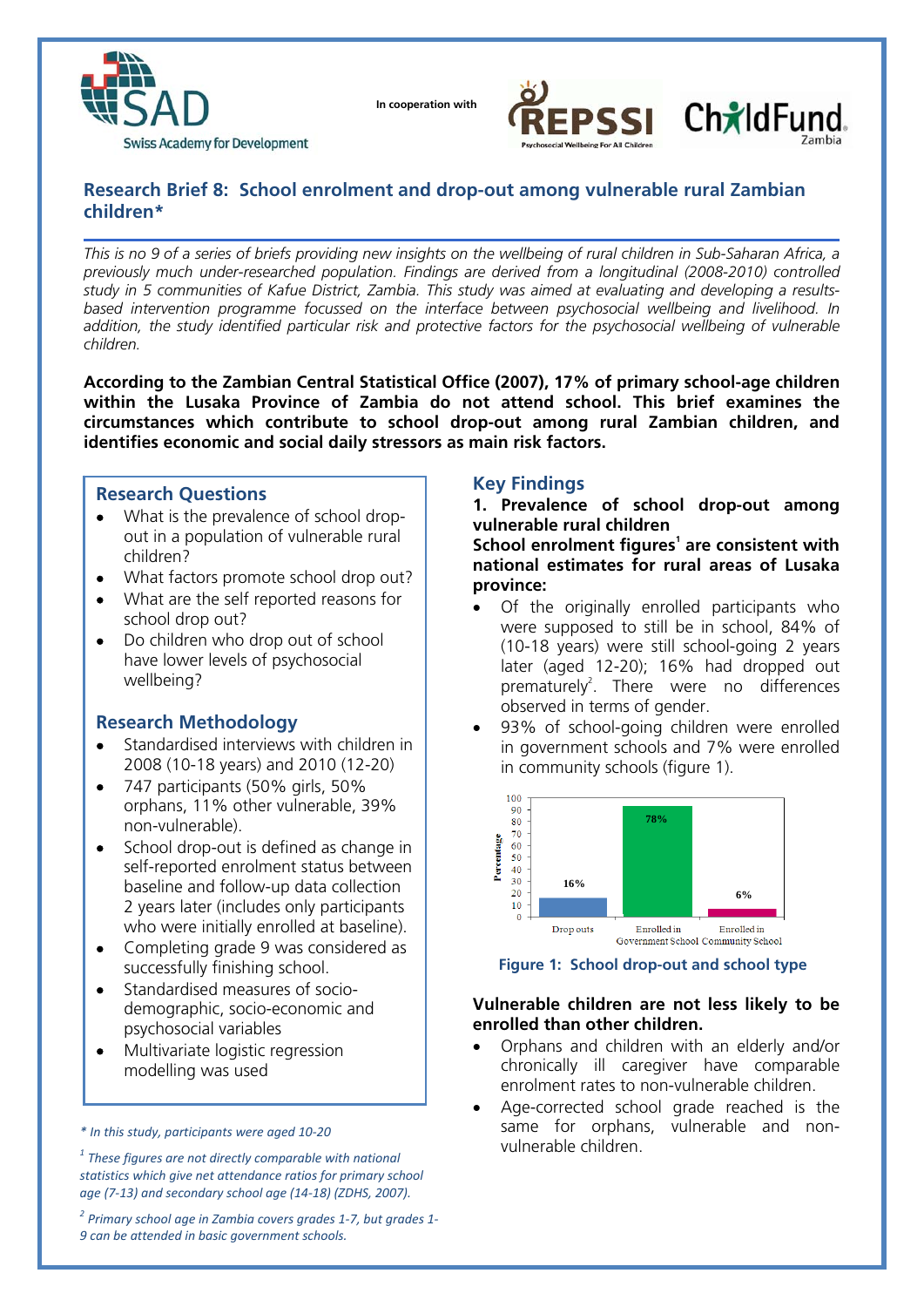SAD Swiss Academy for Development

In cooperation with

REPSSI Psychosocial Wellbeing For All Children

ChildFund Zambia

## Research Brief 8: School enrolment and drop-out among vulnerable rural Zambian children*

*This is no 9 of a series of briefs providing new insights on the wellbeing of rural children in Sub-Saharan Africa, a previously much under-researched population. Findings are derived from a longitudinal (2008-2010) controlled study in 5 communities of Kafue District, Zambia. This study was aimed at evaluating and developing a results-based intervention programme focussed on the interface between psychosocial wellbeing and livelihood. In addition, the study identified particular risk and protective factors for the psychosocial wellbeing of vulnerable children.*

**According to the Zambian Central Statistical Office (2007), 17% of primary school-age children within the Lusaka Province of Zambia do not attend school. This brief examines the circumstances which contribute to school drop-out among rural Zambian children, and identifies economic and social daily stressors as main risk factors.**

### Research Questions

- What is the prevalence of school drop-out in a population of vulnerable rural children?
- What factors promote school drop out?
- What are the self reported reasons for school drop out?
- Do children who drop out of school have lower levels of psychosocial wellbeing?

### Research Methodology

- Standardised interviews with children in 2008 (10-18 years) and 2010 (12-20)
- 747 participants (50% girls, 50% orphans, 11% other vulnerable, 39% non-vulnerable).
- School drop-out is defined as change in self-reported enrolment status between baseline and follow-up data collection 2 years later (includes only participants who were initially enrolled at baseline).
- Completing grade 9 was considered as successfully finishing school.
- Standardised measures of socio-demographic, socio-economic and psychosocial variables
- Multivariate logistic regression modelling was used

*\* In this study, participants were aged 10-20*

*[1] These figures are not directly comparable with national statistics which give net attendance ratios for primary school age (7-13) and secondary school age (14-18) (ZDHS, 2007).*

*[2] Primary school age in Zambia covers grades 1-7, but grades 1-9 can be attended in basic government schools.*

### Key Findings

**1. Prevalence of school drop-out among vulnerable rural children**

**School enrolment figures[1] are consistent with national estimates for rural areas of Lusaka province:**

- Of the originally enrolled participants who were supposed to still be in school, 84% of (10-18 years) were still school-going 2 years later (aged 12-20); 16% had dropped out prematurely[2]. There were no differences observed in terms of gender.
- 93% of school-going children were enrolled in government schools and 7% were enrolled in community schools (figure 1).

| | Drop outs | Enrolled in Government School | Enrolled in Community School |
|---|---|---|---|
| Percentage | 16% | 78% | 6% |

**Figure 1: School drop-out and school type**

**Vulnerable children are not less likely to be enrolled than other children.**

- Orphans and children with an elderly and/or chronically ill caregiver have comparable enrolment rates to non-vulnerable children.
- Age-corrected school grade reached is the same for orphans, vulnerable and non-vulnerable children.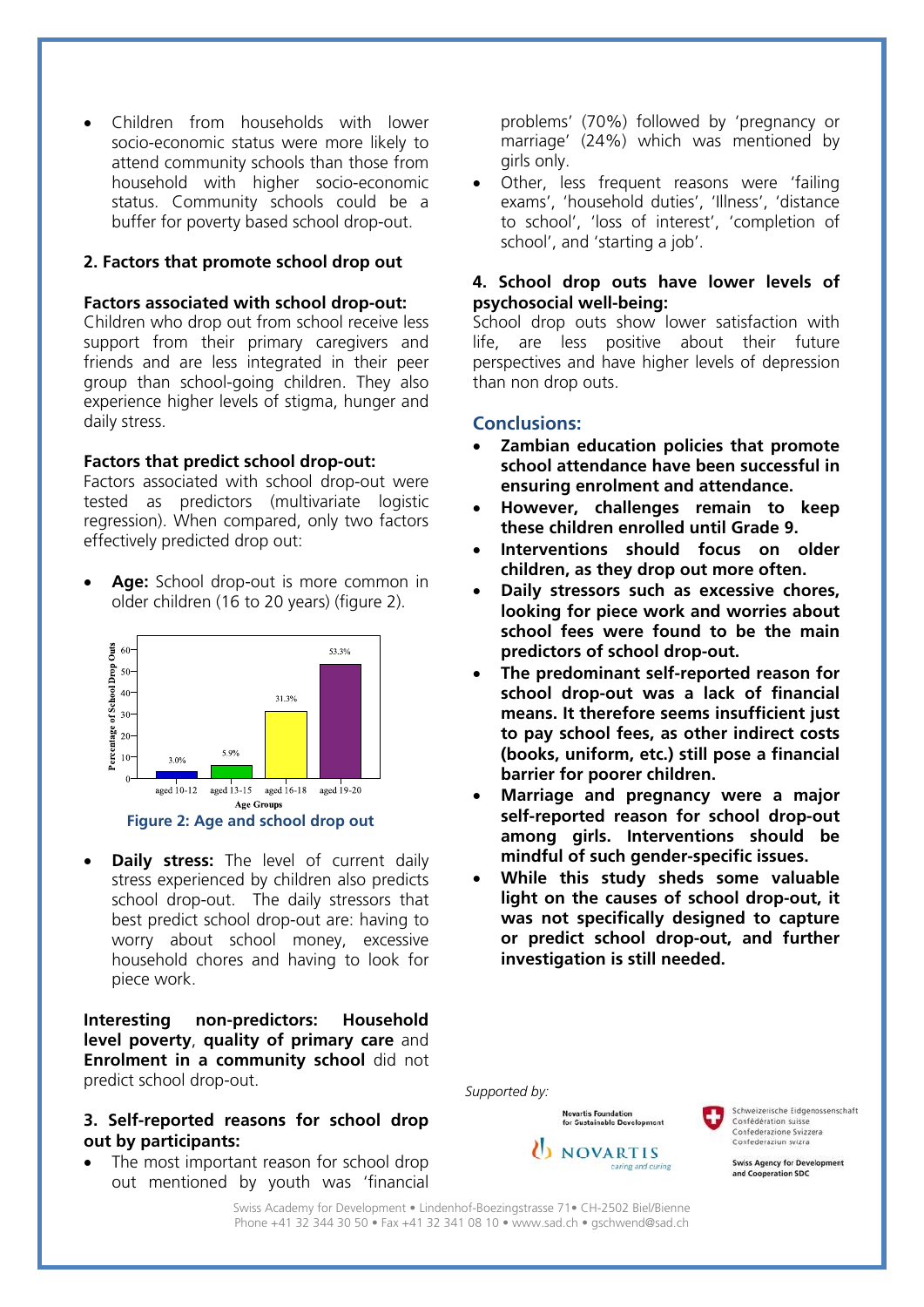- Children from households with lower socio-economic status were more likely to attend community schools than those from household with higher socio-economic status. Community schools could be a buffer for poverty based school drop-out.

## 2. Factors that promote school drop out

**Factors associated with school drop-out:**
Children who drop out from school receive less support from their primary caregivers and friends and are less integrated in their peer group than school-going children. They also experience higher levels of stigma, hunger and daily stress.

**Factors that predict school drop-out:**
Factors associated with school drop-out were tested as predictors (multivariate logistic regression). When compared, only two factors effectively predicted drop out:

- **Age:** School drop-out is more common in older children (16 to 20 years) (figure 2).

Percentage of School Drop Outs
60
50
40
30
20
10
0
3.0%
5.9%
31.3%
53.3%
aged 10-12
aged 13-15
aged 16-18
aged 19-20
Age Groups

Figure 2: Age and school drop out

- **Daily stress:** The level of current daily stress experienced by children also predicts school drop-out. The daily stressors that best predict school drop-out are: having to worry about school money, excessive household chores and having to look for piece work.

**Interesting non-predictors: Household level poverty**, **quality of primary care** and **Enrolment in a community school** did not predict school drop-out.

## 3. Self-reported reasons for school drop out by participants:

- The most important reason for school drop out mentioned by youth was 'financial problems' (70%) followed by 'pregnancy or marriage' (24%) which was mentioned by girls only.
- Other, less frequent reasons were 'failing exams', 'household duties', 'Illness', 'distance to school', 'loss of interest', 'completion of school', and 'starting a job'.

## 4. School drop outs have lower levels of psychosocial well-being:

School drop outs show lower satisfaction with life, are less positive about their future perspectives and have higher levels of depression than non drop outs.

## Conclusions:

- **Zambian education policies that promote school attendance have been successful in ensuring enrolment and attendance.**
- **However, challenges remain to keep these children enrolled until Grade 9.**
- **Interventions should focus on older children, as they drop out more often.**
- **Daily stressors such as excessive chores, looking for piece work and worries about school fees were found to be the main predictors of school drop-out.**
- **The predominant self-reported reason for school drop-out was a lack of financial means. It therefore seems insufficient just to pay school fees, as other indirect costs (books, uniform, etc.) still pose a financial barrier for poorer children.**
- **Marriage and pregnancy were a major self-reported reason for school drop-out among girls. Interventions should be mindful of such gender-specific issues.**
- **While this study sheds some valuable light on the causes of school drop-out, it was not specifically designed to capture or predict school drop-out, and further investigation is still needed.**

*Supported by:*

Novartis Foundation for Sustainable Development
NOVARTIS caring and curing

Schweizerische Eidgenossenschaft
Confédération suisse
Confederazione Svizzera
Confederaziun svizra

Swiss Agency for Development and Cooperation SDC

Swiss Academy for Development • Lindenhof-Boezingstrasse 71• CH-2502 Biel/Bienne
Phone +41 32 344 30 50 • Fax +41 32 341 08 10 • www.sad.ch • gschwend@sad.ch